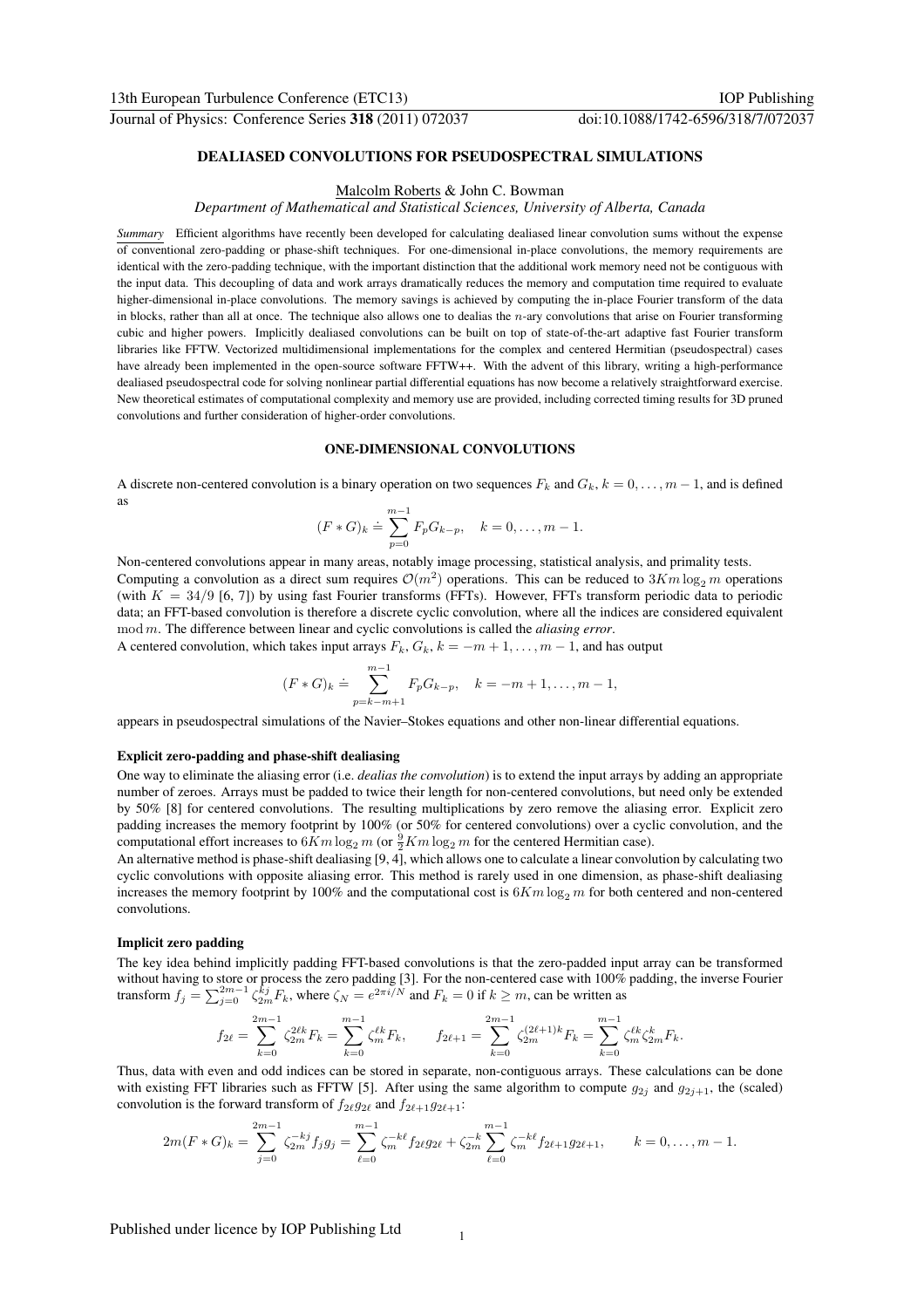# DEALIASED CONVOLUTIONS FOR PSEUDOSPECTRAL SIMULATIONS

Malcolm Roberts & John C. Bowman

*Department of Mathematical and Statistical Sciences, University of Alberta, Canada*

*Summary* Efficient algorithms have recently been developed for calculating dealiased linear convolution sums without the expense of conventional zero-padding or phase-shift techniques. For one-dimensional in-place convolutions, the memory requirements are identical with the zero-padding technique, with the important distinction that the additional work memory need not be contiguous with the input data. This decoupling of data and work arrays dramatically reduces the memory and computation time required to evaluate higher-dimensional in-place convolutions. The memory savings is achieved by computing the in-place Fourier transform of the data in blocks, rather than all at once. The technique also allows one to dealias the $n$-ary convolutions that arise on Fourier transforming cubic and higher powers. Implicitly dealiased convolutions can be built on top of state-of-the-art adaptive fast Fourier transform libraries like FFTW. Vectorized multidimensional implementations for the complex and centered Hermitian (pseudospectral) cases have already been implemented in the open-source software FFTW++. With the advent of this library, writing a high-performance dealiased pseudospectral code for solving nonlinear partial differential equations has now become a relatively straightforward exercise. New theoretical estimates of computational complexity and memory use are provided, including corrected timing results for 3D pruned convolutions and further consideration of higher-order convolutions.

## ONE-DIMENSIONAL CONVOLUTIONS

A discrete non-centered convolution is a binary operation on two sequences $F_k$ and $G_k$, $k = 0, \ldots, m-1$, and is defined as

$$(F * G)_k \doteq \sum_{p=0}^{m-1} F_p G_{k-p}, \quad k = 0, \ldots, m-1.$$

Non-centered convolutions appear in many areas, notably image processing, statistical analysis, and primality tests.

Computing a convolution as a direct sum requires $\mathcal{O}(m^2)$ operations. This can be reduced to $3Km \log_2 m$ operations (with $K = 34/9$ [6, 7]) by using fast Fourier transforms (FFTs). However, FFTs transform periodic data to periodic data; an FFT-based convolution is therefore a discrete cyclic convolution, where all the indices are considered equivalent $\bmod\, m$. The difference between linear and cyclic convolutions is called the *aliasing error*.

A centered convolution, which takes input arrays $F_k$, $G_k$, $k = -m+1, \ldots, m-1$, and has output

$$(F * G)_k \doteq \sum_{p=k-m+1}^{m-1} F_p G_{k-p}, \quad k = -m+1, \ldots, m-1,$$

appears in pseudospectral simulations of the Navier–Stokes equations and other non-linear differential equations.

### Explicit zero-padding and phase-shift dealiasing

One way to eliminate the aliasing error (i.e. *dealias the convolution*) is to extend the input arrays by adding an appropriate number of zeroes. Arrays must be padded to twice their length for non-centered convolutions, but need only be extended by 50% [8] for centered convolutions. The resulting multiplications by zero remove the aliasing error. Explicit zero padding increases the memory footprint by 100% (or 50% for centered convolutions) over a cyclic convolution, and the computational effort increases to $6Km \log_2 m$ (or $\frac{9}{2}Km \log_2 m$ for the centered Hermitian case).

An alternative method is phase-shift dealiasing [9, 4], which allows one to calculate a linear convolution by calculating two cyclic convolutions with opposite aliasing error. This method is rarely used in one dimension, as phase-shift dealiasing increases the memory footprint by 100% and the computational cost is $6Km \log_2 m$ for both centered and non-centered convolutions.

### Implicit zero padding

The key idea behind implicitly padding FFT-based convolutions is that the zero-padded input array can be transformed without having to store or process the zero padding [3]. For the non-centered case with 100% padding, the inverse Fourier transform $f_j = \sum_{j=0}^{2m-1} \zeta_{2m}^{kj} F_k$, where $\zeta_N = e^{2\pi i/N}$ and $F_k = 0$ if $k \geq m$, can be written as

$$f_{2\ell} = \sum_{k=0}^{2m-1} \zeta_{2m}^{2\ell k} F_k = \sum_{k=0}^{m-1} \zeta_m^{\ell k} F_k, \qquad f_{2\ell+1} = \sum_{k=0}^{2m-1} \zeta_{2m}^{(2\ell+1)k} F_k = \sum_{k=0}^{m-1} \zeta_m^{\ell k} \zeta_{2m}^{k} F_k.$$

Thus, data with even and odd indices can be stored in separate, non-contiguous arrays. These calculations can be done with existing FFT libraries such as FFTW [5]. After using the same algorithm to compute $g_{2j}$ and $g_{2j+1}$, the (scaled) convolution is the forward transform of $f_{2\ell} g_{2\ell}$ and $f_{2\ell+1} g_{2\ell+1}$:

$$2m(F * G)_k = \sum_{j=0}^{2m-1} \zeta_{2m}^{-kj} f_j g_j = \sum_{\ell=0}^{m-1} \zeta_m^{-k\ell} f_{2\ell} g_{2\ell} + \zeta_{2m}^{-k} \sum_{\ell=0}^{m-1} \zeta_m^{-k\ell} f_{2\ell+1} g_{2\ell+1}, \qquad k = 0, \ldots, m-1.$$

Published under licence by IOP Publishing Ltd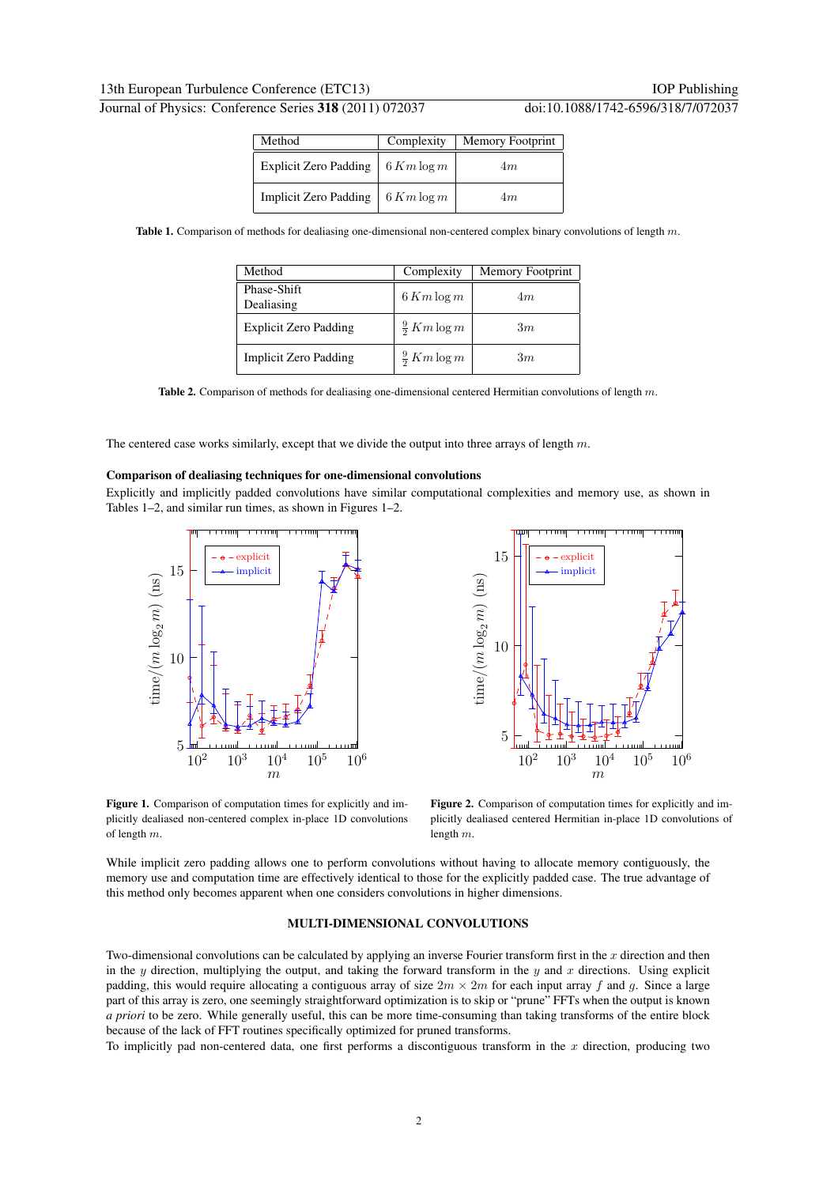| Method | Complexity | Memory Footprint |
| --- | --- | --- |
| Explicit Zero Padding | $6\,Km\log m$ | $4m$ |
| Implicit Zero Padding | $6\,Km\log m$ | $4m$ |

**Table 1.** Comparison of methods for dealiasing one-dimensional non-centered complex binary convolutions of length $m$.

| Method | Complexity | Memory Footprint |
| --- | --- | --- |
| Phase-Shift Dealiasing | $6\,Km\log m$ | $4m$ |
| Explicit Zero Padding | $\frac{9}{2}\,Km\log m$ | $3m$ |
| Implicit Zero Padding | $\frac{9}{2}\,Km\log m$ | $3m$ |

**Table 2.** Comparison of methods for dealiasing one-dimensional centered Hermitian convolutions of length $m$.

The centered case works similarly, except that we divide the output into three arrays of length $m$.

**Comparison of dealiasing techniques for one-dimensional convolutions**

Explicitly and implicitly padded convolutions have similar computational complexities and memory use, as shown in Tables 1–2, and similar run times, as shown in Figures 1–2.

**Figure 1.** Comparison of computation times for explicitly and implicitly dealiased non-centered complex in-place 1D convolutions of length $m$.

**Figure 2.** Comparison of computation times for explicitly and implicitly dealiased centered Hermitian in-place 1D convolutions of length $m$.

While implicit zero padding allows one to perform convolutions without having to allocate memory contiguously, the memory use and computation time are effectively identical to those for the explicitly padded case. The true advantage of this method only becomes apparent when one considers convolutions in higher dimensions.

## MULTI-DIMENSIONAL CONVOLUTIONS

Two-dimensional convolutions can be calculated by applying an inverse Fourier transform first in the $x$ direction and then in the $y$ direction, multiplying the output, and taking the forward transform in the $y$ and $x$ directions. Using explicit padding, this would require allocating a contiguous array of size $2m \times 2m$ for each input array $f$ and $g$. Since a large part of this array is zero, one seemingly straightforward optimization is to skip or "prune" FFTs when the output is known *a priori* to be zero. While generally useful, this can be more time-consuming than taking transforms of the entire block because of the lack of FFT routines specifically optimized for pruned transforms.

To implicitly pad non-centered data, one first performs a discontiguous transform in the $x$ direction, producing two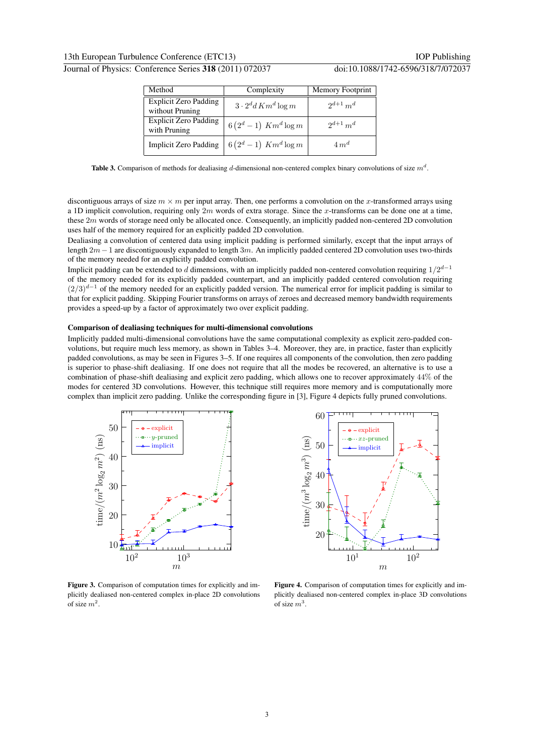| Method | Complexity | Memory Footprint |
|---|---|---|
| Explicit Zero Padding without Pruning | $3 \cdot 2^d d\, K m^d \log m$ | $2^{d+1}\, m^d$ |
| Explicit Zero Padding with Pruning | $6\left(2^d - 1\right)\, K m^d \log m$ | $2^{d+1}\, m^d$ |
| Implicit Zero Padding | $6\left(2^d - 1\right)\, K m^d \log m$ | $4\, m^d$ |

**Table 3.** Comparison of methods for dealiasing $d$-dimensional non-centered complex binary convolutions of size $m^d$.

discontiguous arrays of size $m \times m$ per input array. Then, one performs a convolution on the $x$-transformed arrays using a 1D implicit convolution, requiring only $2m$ words of extra storage. Since the $x$-transforms can be done one at a time, these $2m$ words of storage need only be allocated once. Consequently, an implicitly padded non-centered 2D convolution uses half of the memory required for an explicitly padded 2D convolution.

Dealiasing a convolution of centered data using implicit padding is performed similarly, except that the input arrays of length $2m - 1$ are discontiguously expanded to length $3m$. An implicitly padded centered 2D convolution uses two-thirds of the memory needed for an explicitly padded convolution.

Implicit padding can be extended to $d$ dimensions, with an implicitly padded non-centered convolution requiring $1/2^{d-1}$ of the memory needed for its explicitly padded counterpart, and an implicitly padded centered convolution requiring $(2/3)^{d-1}$ of the memory needed for an explicitly padded version. The numerical error for implicit padding is similar to that for explicit padding. Skipping Fourier transforms on arrays of zeroes and decreased memory bandwidth requirements provides a speed-up by a factor of approximately two over explicit padding.

### Comparison of dealiasing techniques for multi-dimensional convolutions

Implicitly padded multi-dimensional convolutions have the same computational complexity as explicit zero-padded convolutions, but require much less memory, as shown in Tables 3–4. Moreover, they are, in practice, faster than explicitly padded convolutions, as may be seen in Figures 3–5. If one requires all components of the convolution, then zero padding is superior to phase-shift dealiasing. If one does not require that all the modes be recovered, an alternative is to use a combination of phase-shift dealiasing and explicit zero padding, which allows one to recover approximately 44% of the modes for centered 3D convolutions. However, this technique still requires more memory and is computationally more complex than implicit zero padding. Unlike the corresponding figure in [3], Figure 4 depicts fully pruned convolutions.

**Figure 3.** Comparison of computation times for explicitly and implicitly dealiased non-centered complex in-place 2D convolutions of size $m^2$.

**Figure 4.** Comparison of computation times for explicitly and implicitly dealiased non-centered complex in-place 3D convolutions of size $m^3$.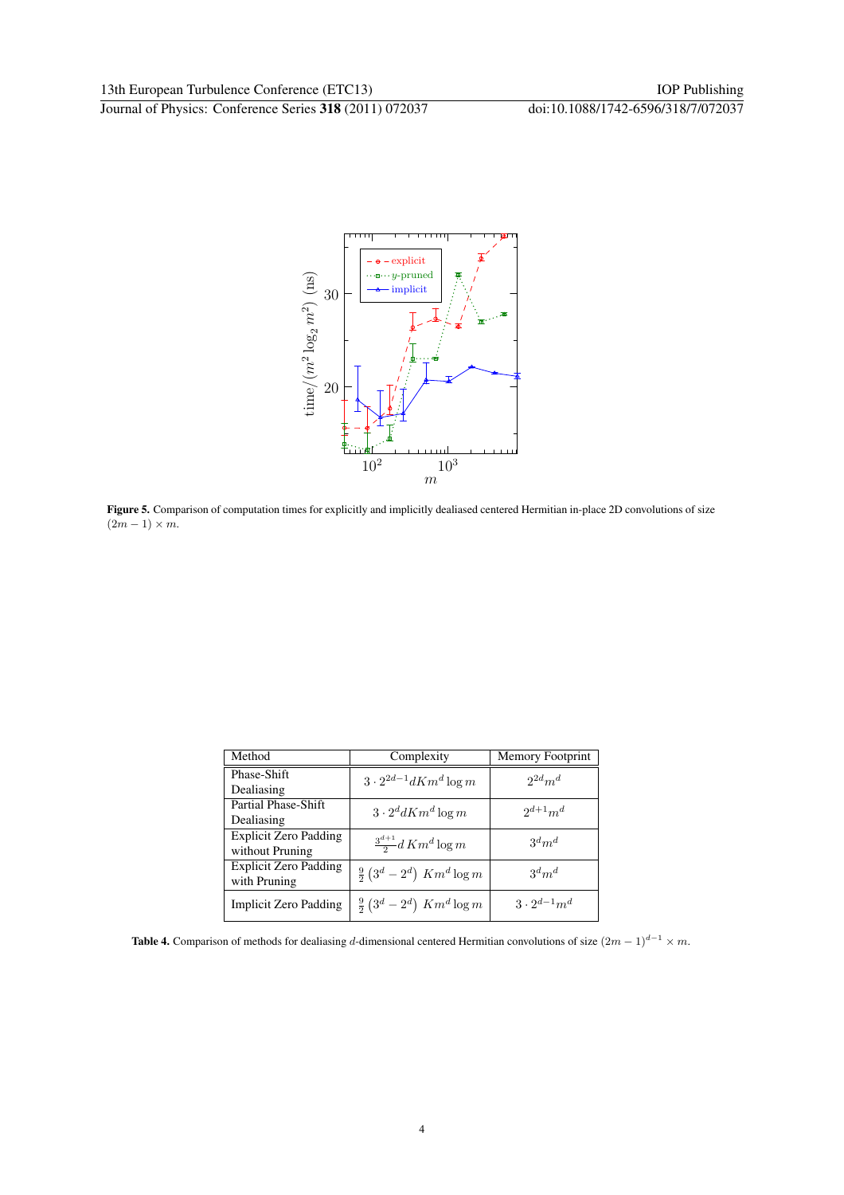**Figure 5.** Comparison of computation times for explicitly and implicitly dealiased centered Hermitian in-place 2D convolutions of size $(2m-1)\times m$.

| Method | Complexity | Memory Footprint |
|---|---|---|
| Phase-Shift Dealiasing | $3\cdot 2^{2d-1}dKm^d\log m$ | $2^{2d}m^d$ |
| Partial Phase-Shift Dealiasing | $3\cdot 2^{d}dKm^d\log m$ | $2^{d+1}m^d$ |
| Explicit Zero Padding without Pruning | $\frac{3^{d+1}}{2}d\,Km^d\log m$ | $3^d m^d$ |
| Explicit Zero Padding with Pruning | $\frac{9}{2}\left(3^d-2^d\right)\,Km^d\log m$ | $3^d m^d$ |
| Implicit Zero Padding | $\frac{9}{2}\left(3^d-2^d\right)\,Km^d\log m$ | $3\cdot 2^{d-1}m^d$ |

**Table 4.** Comparison of methods for dealiasing $d$-dimensional centered Hermitian convolutions of size $(2m-1)^{d-1}\times m$.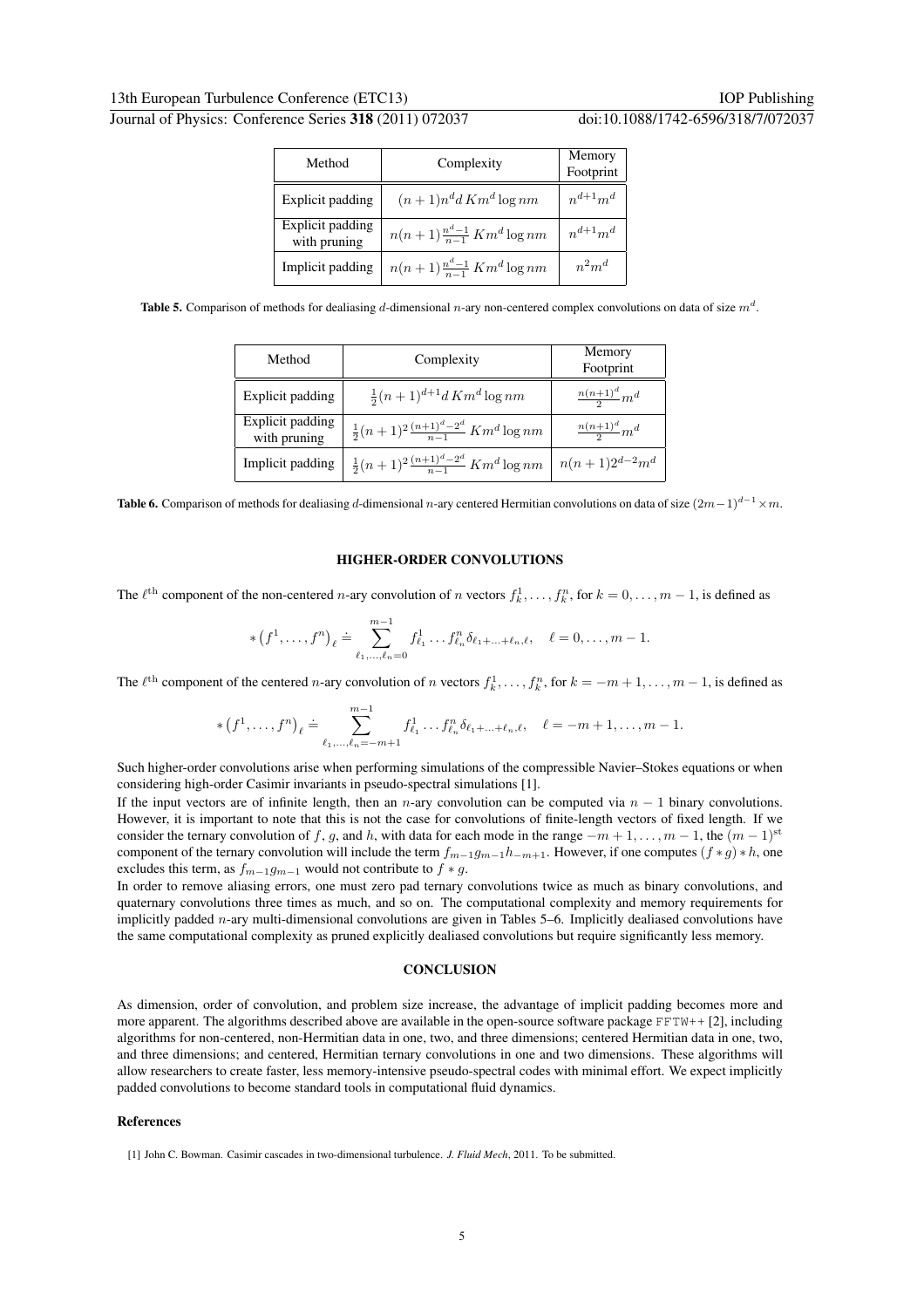| Method | Complexity | Memory Footprint |
|---|---|---|
| Explicit padding | $(n+1)n^d d\, Km^d \log nm$ | $n^{d+1}m^d$ |
| Explicit padding with pruning | $n(n+1)\frac{n^d-1}{n-1}\, Km^d \log nm$ | $n^{d+1}m^d$ |
| Implicit padding | $n(n+1)\frac{n^d-1}{n-1}\, Km^d \log nm$ | $n^2m^d$ |

**Table 5.** Comparison of methods for dealiasing $d$-dimensional $n$-ary non-centered complex convolutions on data of size $m^d$.

| Method | Complexity | Memory Footprint |
|---|---|---|
| Explicit padding | $\frac{1}{2}(n+1)^{d+1} d\, Km^d \log nm$ | $\frac{n(n+1)^d}{2}m^d$ |
| Explicit padding with pruning | $\frac{1}{2}(n+1)^2 \frac{(n+1)^d-2^d}{n-1}\, Km^d \log nm$ | $\frac{n(n+1)^d}{2}m^d$ |
| Implicit padding | $\frac{1}{2}(n+1)^2 \frac{(n+1)^d-2^d}{n-1}\, Km^d \log nm$ | $n(n+1)2^{d-2}m^d$ |

**Table 6.** Comparison of methods for dealiasing $d$-dimensional $n$-ary centered Hermitian convolutions on data of size $(2m-1)^{d-1} \times m$.

## HIGHER-ORDER CONVOLUTIONS

The $\ell^{\text{th}}$ component of the non-centered $n$-ary convolution of $n$ vectors $f_k^1, \ldots, f_k^n$, for $k = 0, \ldots, m-1$, is defined as

$$*\left(f^1, \ldots, f^n\right)_\ell \doteq \sum_{\ell_1, \ldots, \ell_n = 0}^{m-1} f_{\ell_1}^1 \ldots f_{\ell_n}^n \delta_{\ell_1 + \ldots + \ell_n, \ell}, \quad \ell = 0, \ldots, m-1.$$

The $\ell^{\text{th}}$ component of the centered $n$-ary convolution of $n$ vectors $f_k^1, \ldots, f_k^n$, for $k = -m+1, \ldots, m-1$, is defined as

$$*\left(f^1, \ldots, f^n\right)_\ell \doteq \sum_{\ell_1, \ldots, \ell_n = -m+1}^{m-1} f_{\ell_1}^1 \ldots f_{\ell_n}^n \delta_{\ell_1 + \ldots + \ell_n, \ell}, \quad \ell = -m+1, \ldots, m-1.$$

Such higher-order convolutions arise when performing simulations of the compressible Navier–Stokes equations or when considering high-order Casimir invariants in pseudo-spectral simulations [1].

If the input vectors are of infinite length, then an $n$-ary convolution can be computed via $n-1$ binary convolutions. However, it is important to note that this is not the case for convolutions of finite-length vectors of fixed length. If we consider the ternary convolution of $f$, $g$, and $h$, with data for each mode in the range $-m+1, \ldots, m-1$, the $(m-1)^{\text{st}}$ component of the ternary convolution will include the term $f_{m-1}g_{m-1}h_{-m+1}$. However, if one computes $(f * g) * h$, one excludes this term, as $f_{m-1}g_{m-1}$ would not contribute to $f * g$.

In order to remove aliasing errors, one must zero pad ternary convolutions twice as much as binary convolutions, and quaternary convolutions three times as much, and so on. The computational complexity and memory requirements for implicitly padded $n$-ary multi-dimensional convolutions are given in Tables 5–6. Implicitly dealiased convolutions have the same computational complexity as pruned explicitly dealiased convolutions but require significantly less memory.

## CONCLUSION

As dimension, order of convolution, and problem size increase, the advantage of implicit padding becomes more and more apparent. The algorithms described above are available in the open-source software package FFTW++ [2], including algorithms for non-centered, non-Hermitian data in one, two, and three dimensions; centered Hermitian data in one, two, and three dimensions; and centered, Hermitian ternary convolutions in one and two dimensions. These algorithms will allow researchers to create faster, less memory-intensive pseudo-spectral codes with minimal effort. We expect implicitly padded convolutions to become standard tools in computational fluid dynamics.

### References

[1] John C. Bowman. Casimir cascades in two-dimensional turbulence. *J. Fluid Mech*, 2011. To be submitted.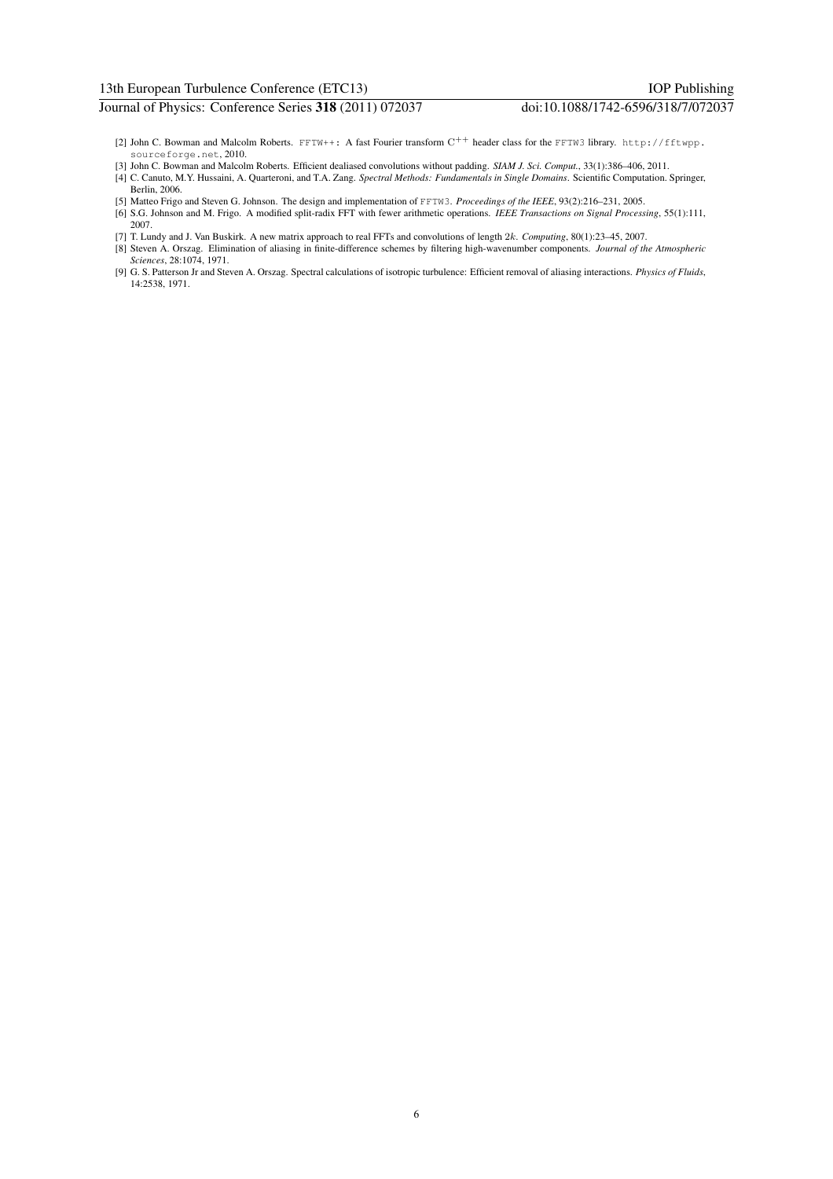[2] John C. Bowman and Malcolm Roberts. FFTW++: A fast Fourier transform C$^{++}$ header class for the FFTW3 library. http://fftwpp.sourceforge.net, 2010.

[3] John C. Bowman and Malcolm Roberts. Efficient dealiased convolutions without padding. *SIAM J. Sci. Comput.*, 33(1):386–406, 2011.

[4] C. Canuto, M.Y. Hussaini, A. Quarteroni, and T.A. Zang. *Spectral Methods: Fundamentals in Single Domains*. Scientific Computation. Springer, Berlin, 2006.

[5] Matteo Frigo and Steven G. Johnson. The design and implementation of FFTW3. *Proceedings of the IEEE*, 93(2):216–231, 2005.

[6] S.G. Johnson and M. Frigo. A modified split-radix FFT with fewer arithmetic operations. *IEEE Transactions on Signal Processing*, 55(1):111, 2007.

[7] T. Lundy and J. Van Buskirk. A new matrix approach to real FFTs and convolutions of length $2k$. *Computing*, 80(1):23–45, 2007.

[8] Steven A. Orszag. Elimination of aliasing in finite-difference schemes by filtering high-wavenumber components. *Journal of the Atmospheric Sciences*, 28:1074, 1971.

[9] G. S. Patterson Jr and Steven A. Orszag. Spectral calculations of isotropic turbulence: Efficient removal of aliasing interactions. *Physics of Fluids*, 14:2538, 1971.